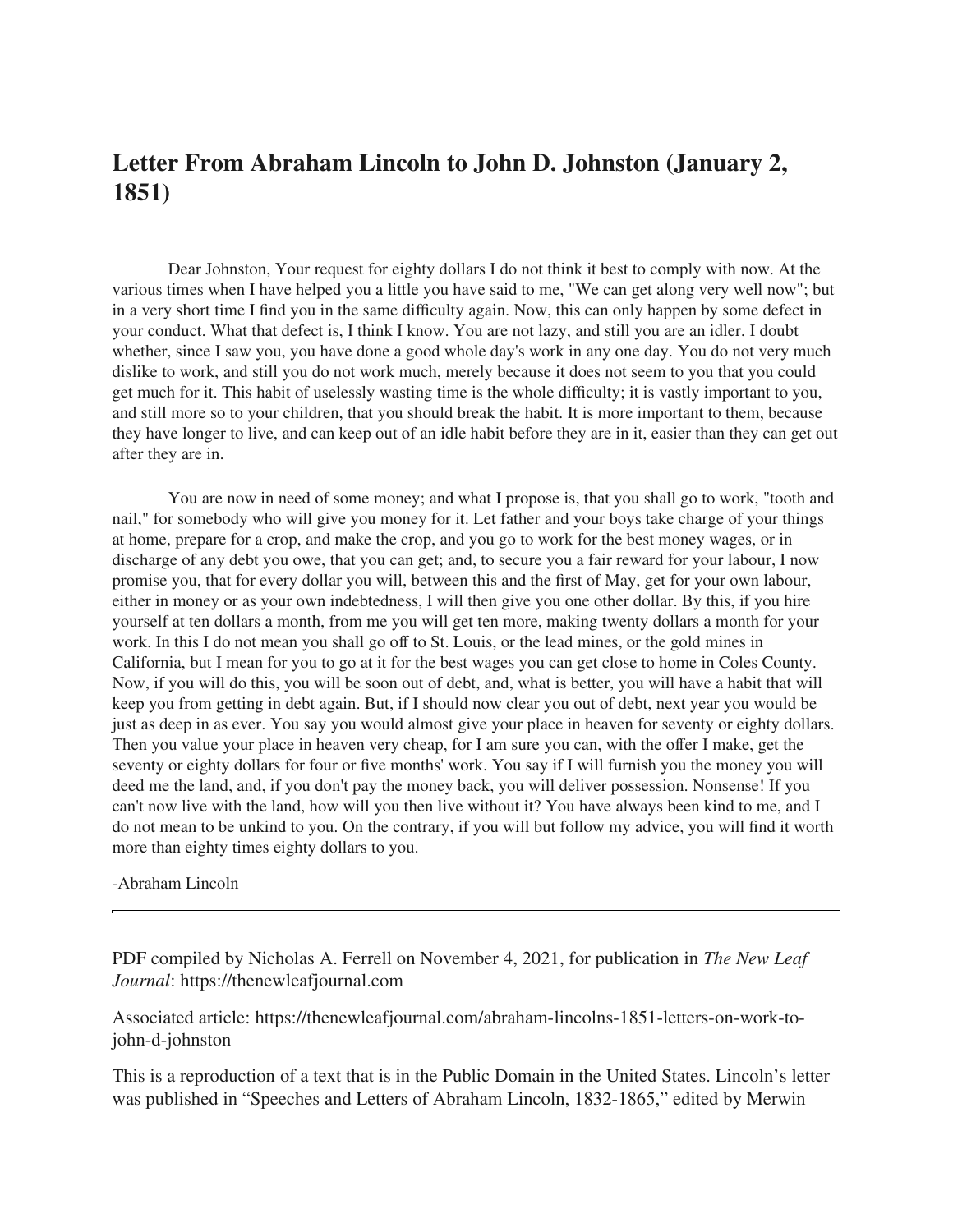# Letter From Abraham Lincoln to John D. Johnston (January 2, 1851)

Dear Johnston, Your request for eighty dollars I do not think it best to comply with now. At the various times when I have helped you a little you have said to me, "We can get along very well now"; but in a very short time I find you in the same difficulty again. Now, this can only happen by some defect in your conduct. What that defect is, I think I know. You are not lazy, and still you are an idler. I doubt whether, since I saw you, you have done a good whole day's work in any one day. You do not very much dislike to work, and still you do not work much, merely because it does not seem to you that you could get much for it. This habit of uselessly wasting time is the whole difficulty; it is vastly important to you, and still more so to your children, that you should break the habit. It is more important to them, because they have longer to live, and can keep out of an idle habit before they are in it, easier than they can get out after they are in.

You are now in need of some money; and what I propose is, that you shall go to work, "tooth and nail," for somebody who will give you money for it. Let father and your boys take charge of your things at home, prepare for a crop, and make the crop, and you go to work for the best money wages, or in discharge of any debt you owe, that you can get; and, to secure you a fair reward for your labour, I now promise you, that for every dollar you will, between this and the first of May, get for your own labour, either in money or as your own indebtedness, I will then give you one other dollar. By this, if you hire yourself at ten dollars a month, from me you will get ten more, making twenty dollars a month for your work. In this I do not mean you shall go off to St. Louis, or the lead mines, or the gold mines in California, but I mean for you to go at it for the best wages you can get close to home in Coles County. Now, if you will do this, you will be soon out of debt, and, what is better, you will have a habit that will keep you from getting in debt again. But, if I should now clear you out of debt, next year you would be just as deep in as ever. You say you would almost give your place in heaven for seventy or eighty dollars. Then you value your place in heaven very cheap, for I am sure you can, with the offer I make, get the seventy or eighty dollars for four or five months' work. You say if I will furnish you the money you will deed me the land, and, if you don't pay the money back, you will deliver possession. Nonsense! If you can't now live with the land, how will you then live without it? You have always been kind to me, and I do not mean to be unkind to you. On the contrary, if you will but follow my advice, you will find it worth more than eighty times eighty dollars to you.

-Abraham Lincoln

---

PDF compiled by Nicholas A. Ferrell on November 4, 2021, for publication in *The New Leaf Journal*: https://thenewleafjournal.com

Associated article: https://thenewleafjournal.com/abraham-lincolns-1851-letters-on-work-to-john-d-johnston

This is a reproduction of a text that is in the Public Domain in the United States. Lincoln's letter was published in "Speeches and Letters of Abraham Lincoln, 1832-1865," edited by Merwin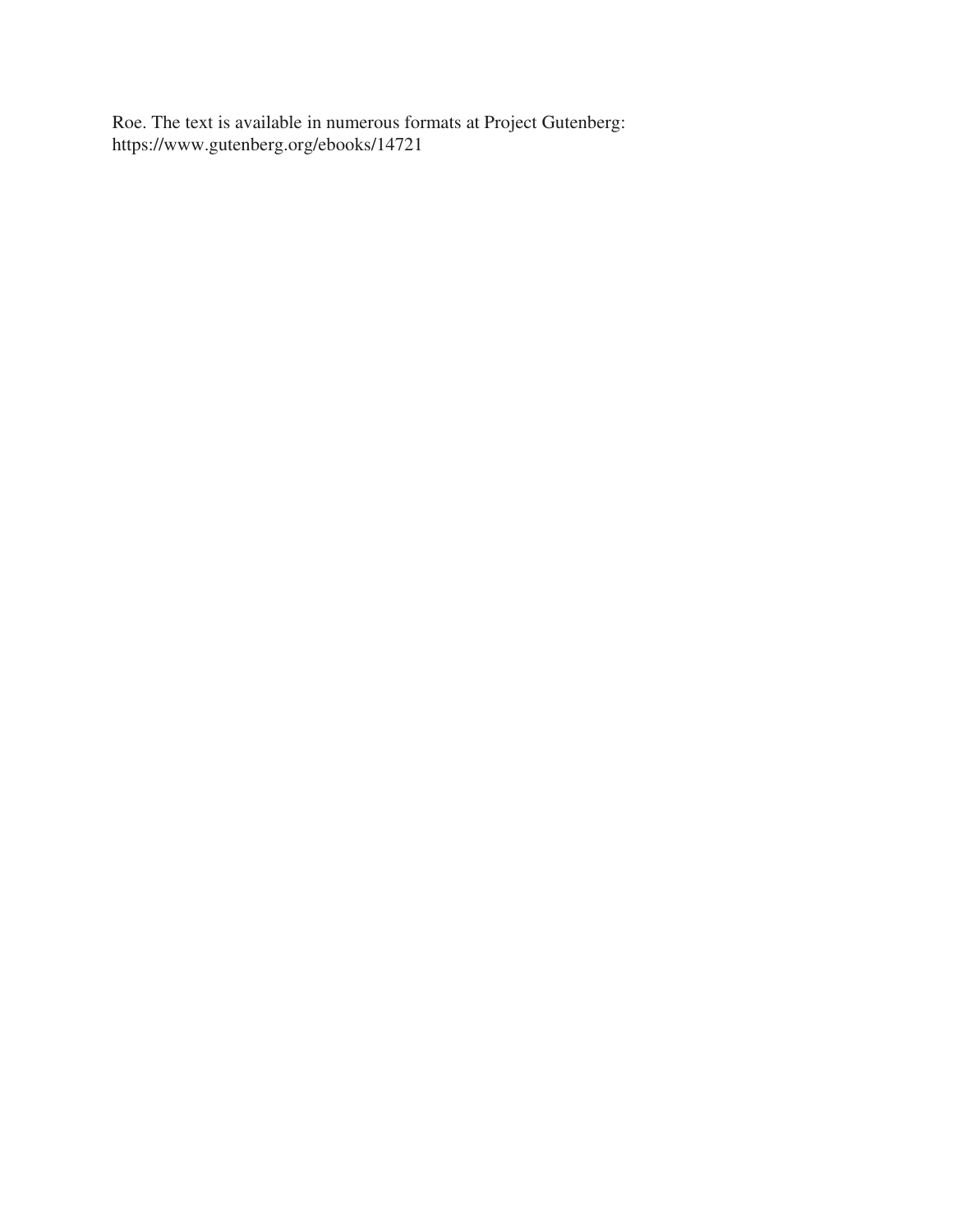Roe. The text is available in numerous formats at Project Gutenberg: https://www.gutenberg.org/ebooks/14721